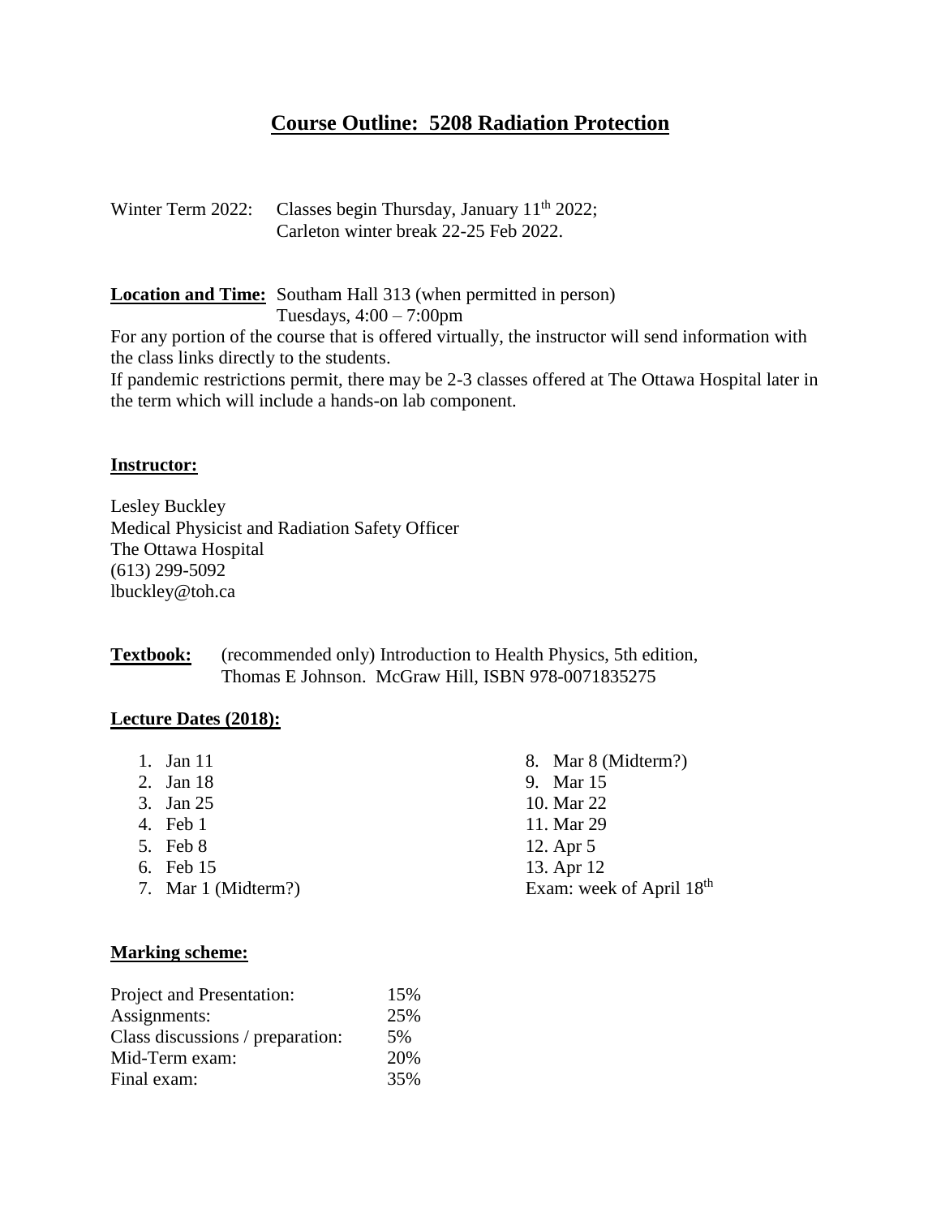# Course Outline: 5208 Radiation Protection

Winter Term 2022: Classes begin Thursday, January 11th 2022;
Carleton winter break 22-25 Feb 2022.

**Location and Time:** Southam Hall 313 (when permitted in person)
Tuesdays, 4:00 – 7:00pm

For any portion of the course that is offered virtually, the instructor will send information with the class links directly to the students.

If pandemic restrictions permit, there may be 2-3 classes offered at The Ottawa Hospital later in the term which will include a hands-on lab component.

## Instructor:

Lesley Buckley
Medical Physicist and Radiation Safety Officer
The Ottawa Hospital
(613) 299-5092
lbuckley@toh.ca

**Textbook:** (recommended only) Introduction to Health Physics, 5th edition, Thomas E Johnson. McGraw Hill, ISBN 978-0071835275

## Lecture Dates (2018):

1. Jan 11
2. Jan 18
3. Jan 25
4. Feb 1
5. Feb 8
6. Feb 15
7. Mar 1 (Midterm?)
8. Mar 8 (Midterm?)
9. Mar 15
10. Mar 22
11. Mar 29
12. Apr 5
13. Apr 12

Exam: week of April 18th

## Marking scheme:

| | |
|---|---|
| Project and Presentation: | 15% |
| Assignments: | 25% |
| Class discussions / preparation: | 5% |
| Mid-Term exam: | 20% |
| Final exam: | 35% |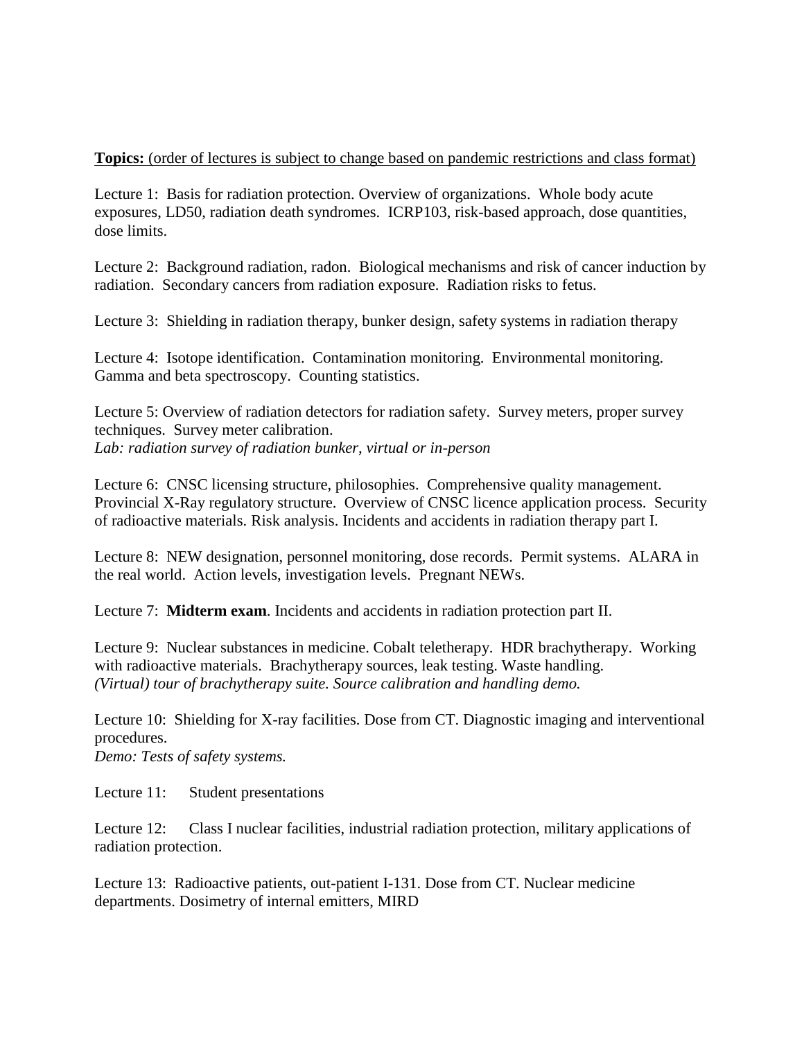**Topics:** (order of lectures is subject to change based on pandemic restrictions and class format)

Lecture 1: Basis for radiation protection. Overview of organizations. Whole body acute exposures, LD50, radiation death syndromes. ICRP103, risk-based approach, dose quantities, dose limits.

Lecture 2: Background radiation, radon. Biological mechanisms and risk of cancer induction by radiation. Secondary cancers from radiation exposure. Radiation risks to fetus.

Lecture 3: Shielding in radiation therapy, bunker design, safety systems in radiation therapy

Lecture 4: Isotope identification. Contamination monitoring. Environmental monitoring. Gamma and beta spectroscopy. Counting statistics.

Lecture 5: Overview of radiation detectors for radiation safety. Survey meters, proper survey techniques. Survey meter calibration.
*Lab: radiation survey of radiation bunker, virtual or in-person*

Lecture 6: CNSC licensing structure, philosophies. Comprehensive quality management. Provincial X-Ray regulatory structure. Overview of CNSC licence application process. Security of radioactive materials. Risk analysis. Incidents and accidents in radiation therapy part I.

Lecture 8: NEW designation, personnel monitoring, dose records. Permit systems. ALARA in the real world. Action levels, investigation levels. Pregnant NEWs.

Lecture 7: **Midterm exam**. Incidents and accidents in radiation protection part II.

Lecture 9: Nuclear substances in medicine. Cobalt teletherapy. HDR brachytherapy. Working with radioactive materials. Brachytherapy sources, leak testing. Waste handling.
*(Virtual) tour of brachytherapy suite. Source calibration and handling demo.*

Lecture 10: Shielding for X-ray facilities. Dose from CT. Diagnostic imaging and interventional procedures.
*Demo: Tests of safety systems.*

Lecture 11: Student presentations

Lecture 12: Class I nuclear facilities, industrial radiation protection, military applications of radiation protection.

Lecture 13: Radioactive patients, out-patient I-131. Dose from CT. Nuclear medicine departments. Dosimetry of internal emitters, MIRD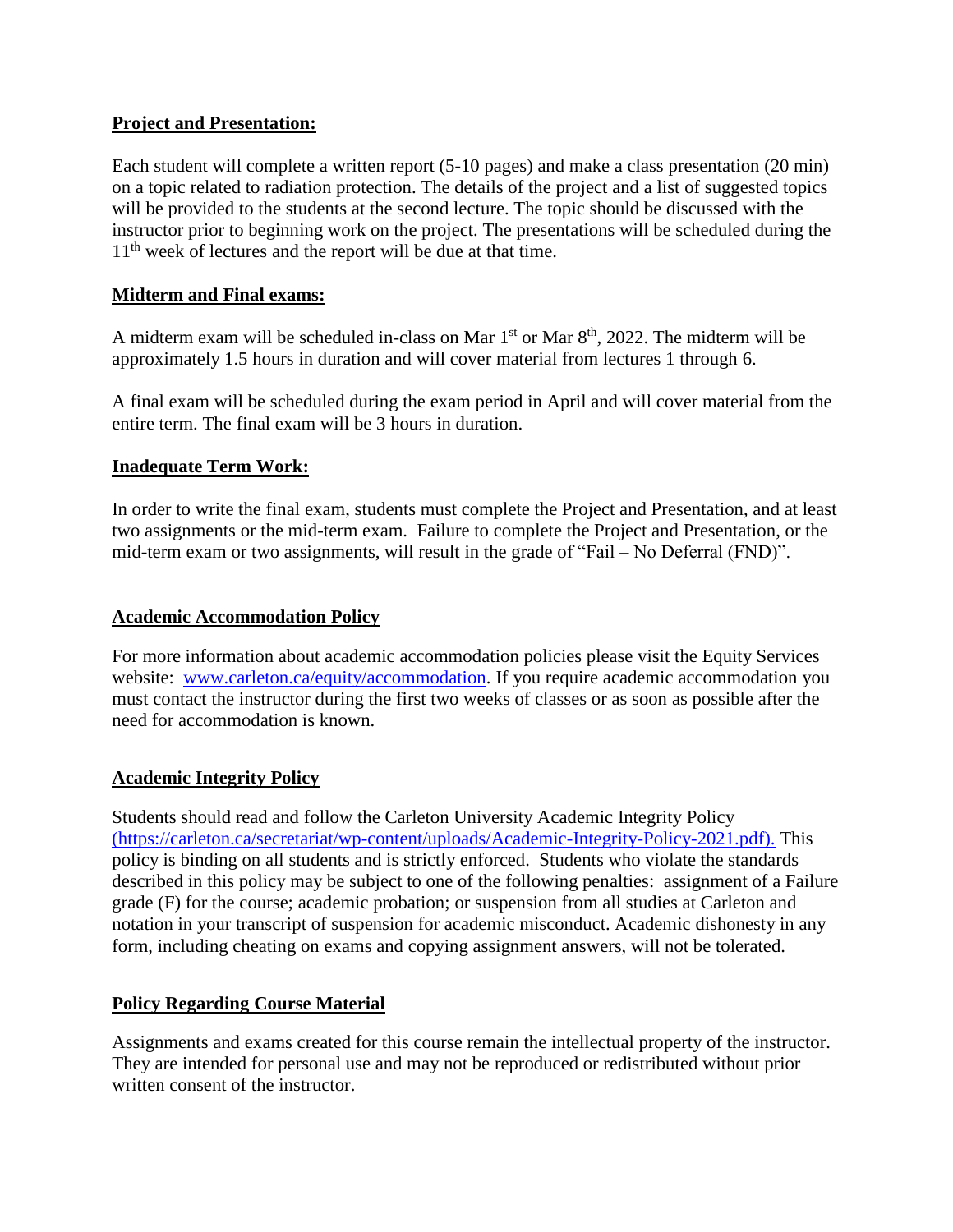## Project and Presentation:

Each student will complete a written report (5-10 pages) and make a class presentation (20 min) on a topic related to radiation protection. The details of the project and a list of suggested topics will be provided to the students at the second lecture. The topic should be discussed with the instructor prior to beginning work on the project. The presentations will be scheduled during the 11th week of lectures and the report will be due at that time.

## Midterm and Final exams:

A midterm exam will be scheduled in-class on Mar 1st or Mar 8th, 2022. The midterm will be approximately 1.5 hours in duration and will cover material from lectures 1 through 6.

A final exam will be scheduled during the exam period in April and will cover material from the entire term. The final exam will be 3 hours in duration.

## Inadequate Term Work:

In order to write the final exam, students must complete the Project and Presentation, and at least two assignments or the mid-term exam. Failure to complete the Project and Presentation, or the mid-term exam or two assignments, will result in the grade of "Fail – No Deferral (FND)".

## Academic Accommodation Policy

For more information about academic accommodation policies please visit the Equity Services website: [www.carleton.ca/equity/accommodation](http://www.carleton.ca/equity/accommodation). If you require academic accommodation you must contact the instructor during the first two weeks of classes or as soon as possible after the need for accommodation is known.

## Academic Integrity Policy

Students should read and follow the Carleton University Academic Integrity Policy [(https://carleton.ca/secretariat/wp-content/uploads/Academic-Integrity-Policy-2021.pdf).](https://carleton.ca/secretariat/wp-content/uploads/Academic-Integrity-Policy-2021.pdf) This policy is binding on all students and is strictly enforced. Students who violate the standards described in this policy may be subject to one of the following penalties: assignment of a Failure grade (F) for the course; academic probation; or suspension from all studies at Carleton and notation in your transcript of suspension for academic misconduct. Academic dishonesty in any form, including cheating on exams and copying assignment answers, will not be tolerated.

## Policy Regarding Course Material

Assignments and exams created for this course remain the intellectual property of the instructor. They are intended for personal use and may not be reproduced or redistributed without prior written consent of the instructor.